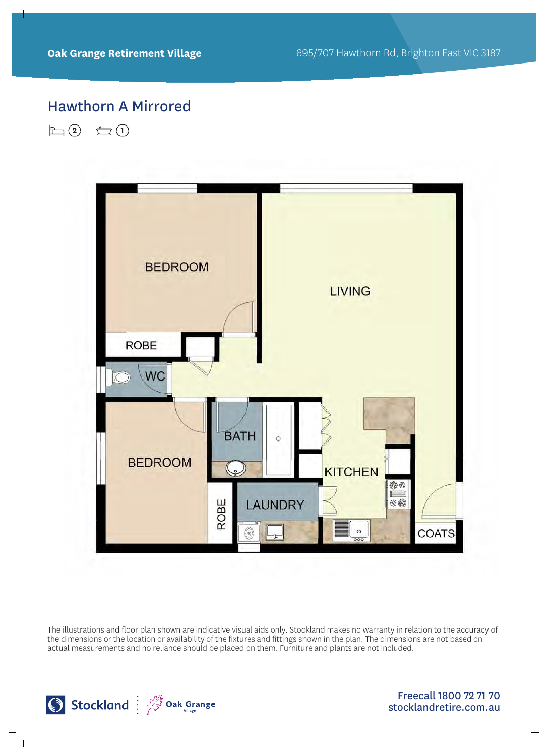**Oak Grange Retirement Village**

695/707 Hawthorn Rd, Brighton East VIC 3187

# Hawthorn A Mirrored

2 bedrooms, 1 bathroom

BEDROOM

LIVING

ROBE

WC

BATH

BEDROOM

KITCHEN

ROBE

LAUNDRY

COATS

The illustrations and floor plan shown are indicative visual aids only. Stockland makes no warranty in relation to the accuracy of the dimensions or the location or availability of the fixtures and fittings shown in the plan. The dimensions are not based on actual measurements and no reliance should be placed on them. Furniture and plants are not included.

Stockland | Oak Grange Village

Freecall 1800 72 71 70
stocklandretire.com.au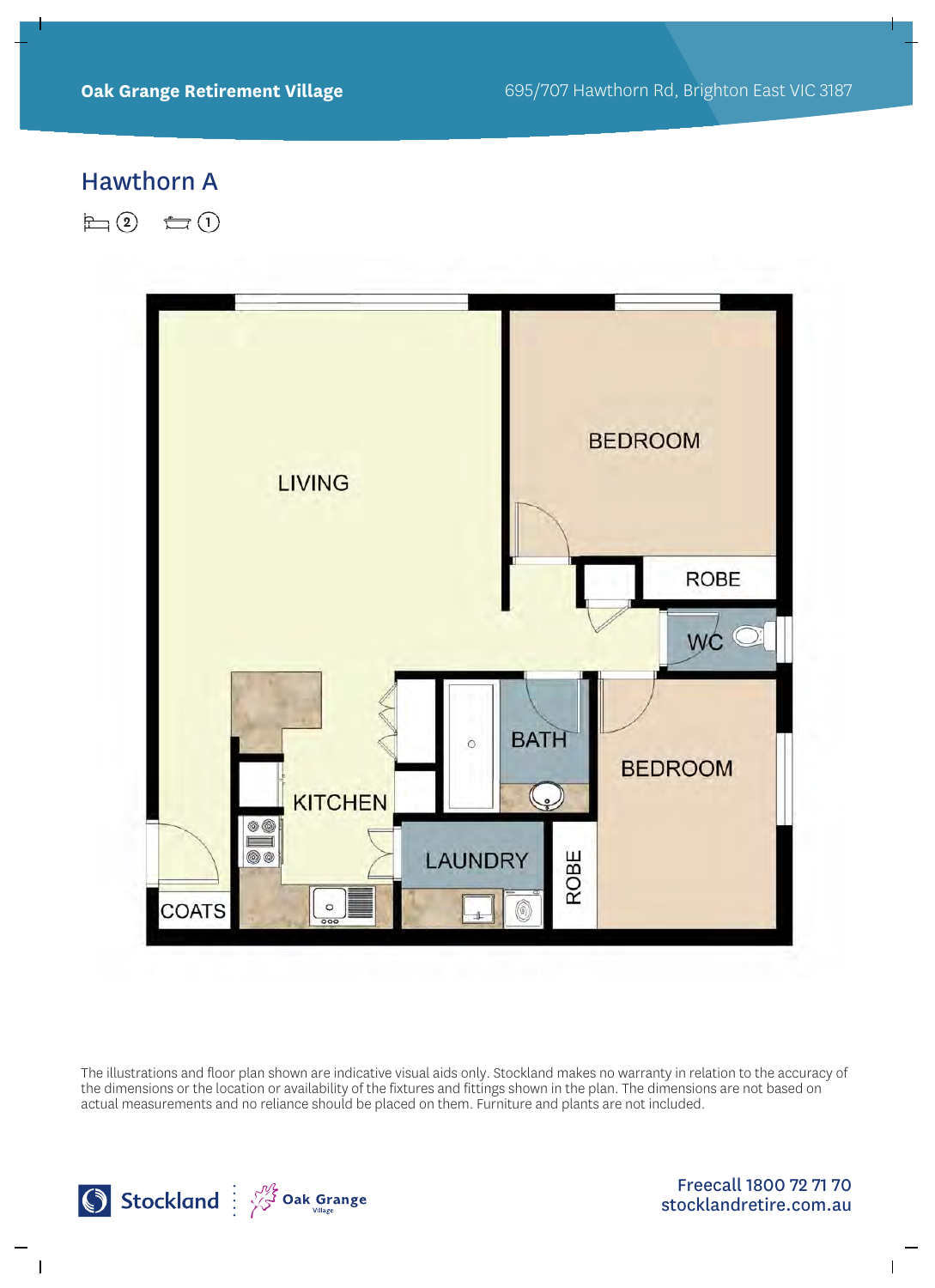Oak Grange Retirement Village

695/707 Hawthorn Rd, Brighton East VIC 3187

# Hawthorn A

Bedrooms: 2 Bathrooms: 1

LIVING

BEDROOM

ROBE

WC

BATH

BEDROOM

KITCHEN

LAUNDRY

ROBE

COATS

The illustrations and floor plan shown are indicative visual aids only. Stockland makes no warranty in relation to the accuracy of the dimensions or the location or availability of the fixtures and fittings shown in the plan. The dimensions are not based on actual measurements and no reliance should be placed on them. Furniture and plants are not included.

Stockland | Oak Grange Village

Freecall 1800 72 71 70
stocklandretire.com.au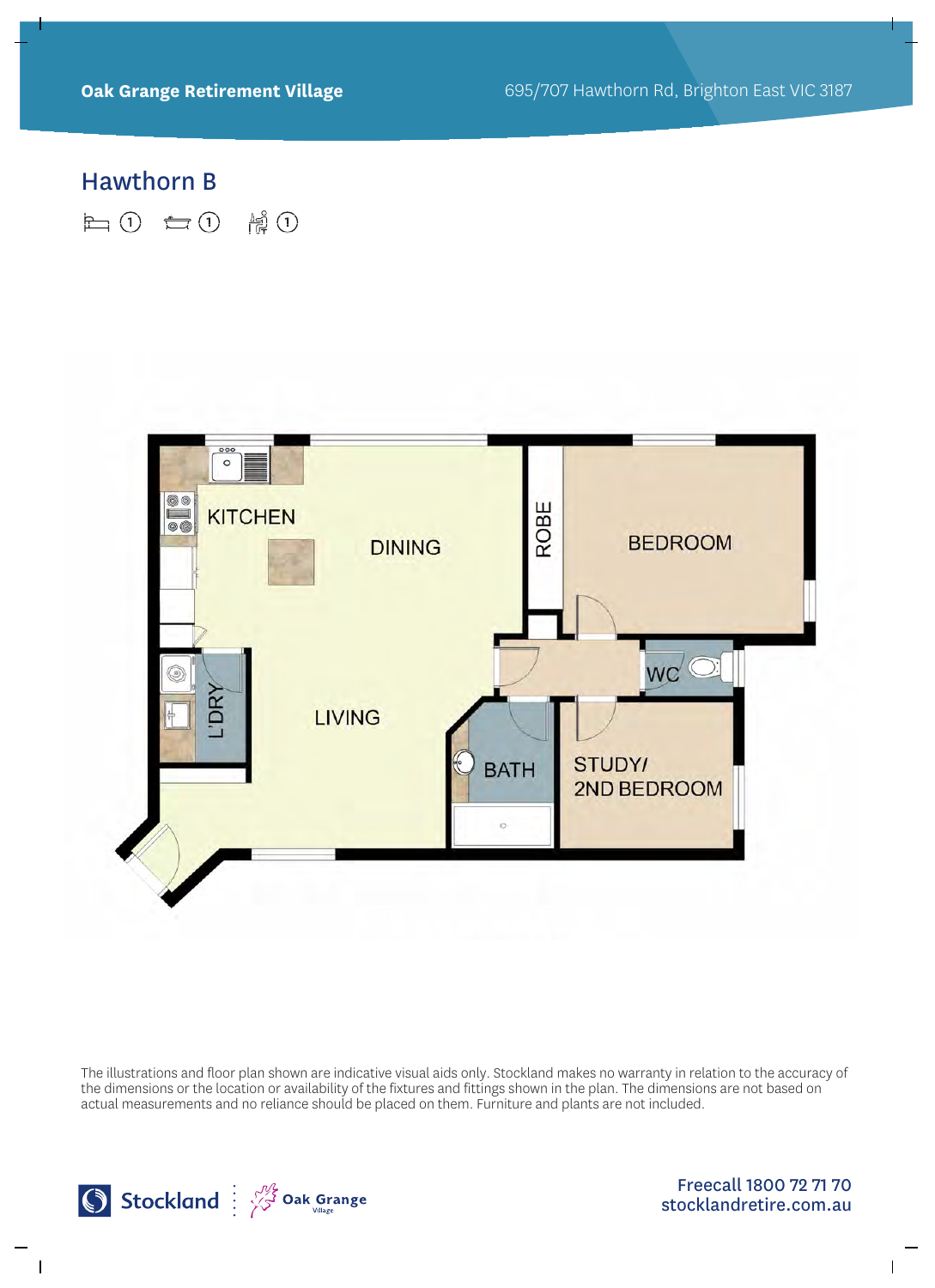**Oak Grange Retirement Village** 695/707 Hawthorn Rd, Brighton East VIC 3187

## Hawthorn B

1 1 1

KITCHEN

DINING

ROBE

BEDROOM

L'DRY

LIVING

WC

BATH

STUDY/
2ND BEDROOM

The illustrations and floor plan shown are indicative visual aids only. Stockland makes no warranty in relation to the accuracy of the dimensions or the location or availability of the fixtures and fittings shown in the plan. The dimensions are not based on actual measurements and no reliance should be placed on them. Furniture and plants are not included.

Stockland | Oak Grange Village

Freecall 1800 72 71 70
stocklandretire.com.au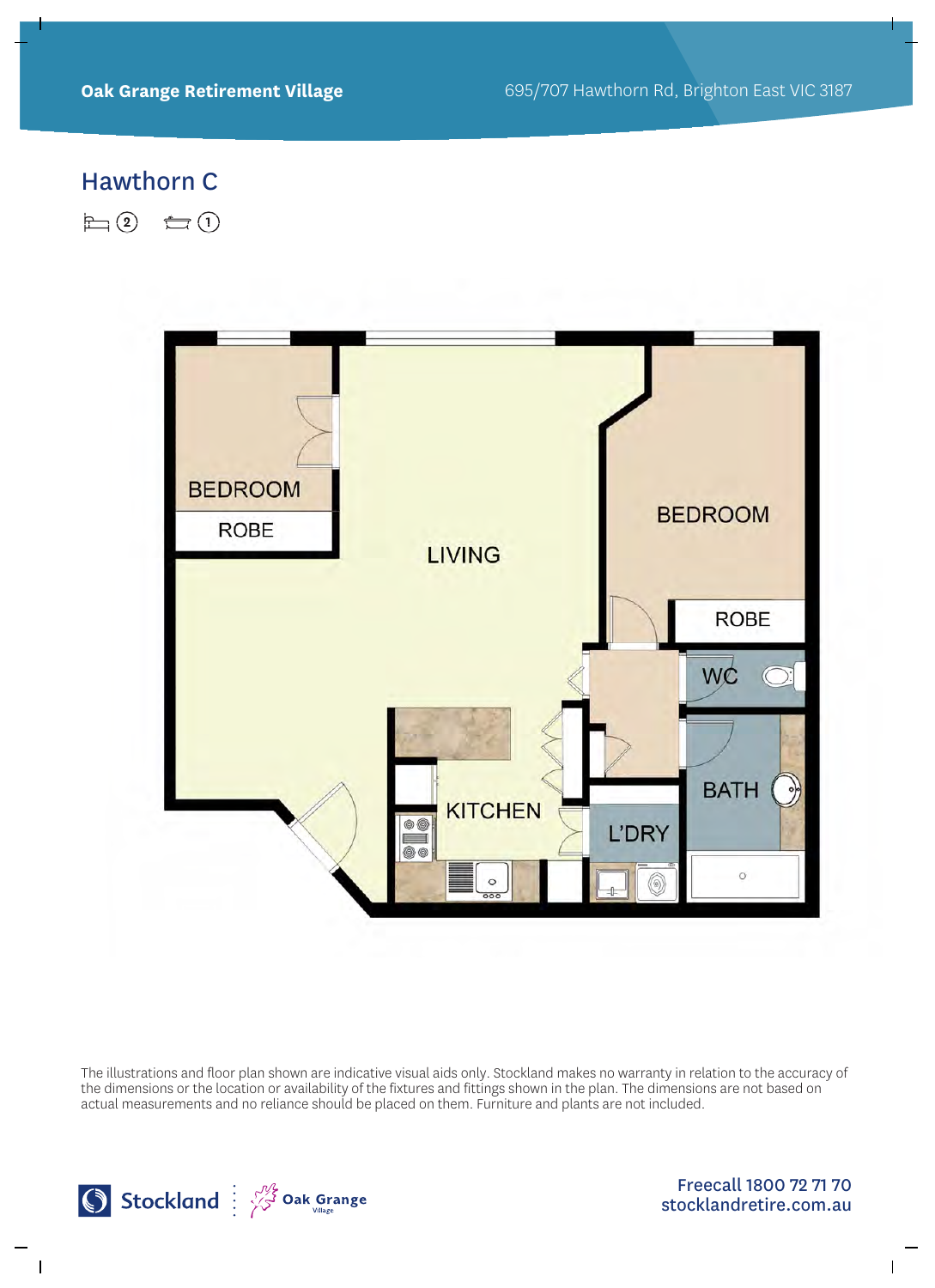**Oak Grange Retirement Village** 695/707 Hawthorn Rd, Brighton East VIC 3187

# Hawthorn C

2 bedrooms, 1 bathroom

BEDROOM

ROBE

LIVING

BEDROOM

ROBE

WC

KITCHEN

BATH

L'DRY

The illustrations and floor plan shown are indicative visual aids only. Stockland makes no warranty in relation to the accuracy of the dimensions or the location or availability of the fixtures and fittings shown in the plan. The dimensions are not based on actual measurements and no reliance should be placed on them. Furniture and plants are not included.

Stockland | Oak Grange Village

Freecall 1800 72 71 70
stocklandretire.com.au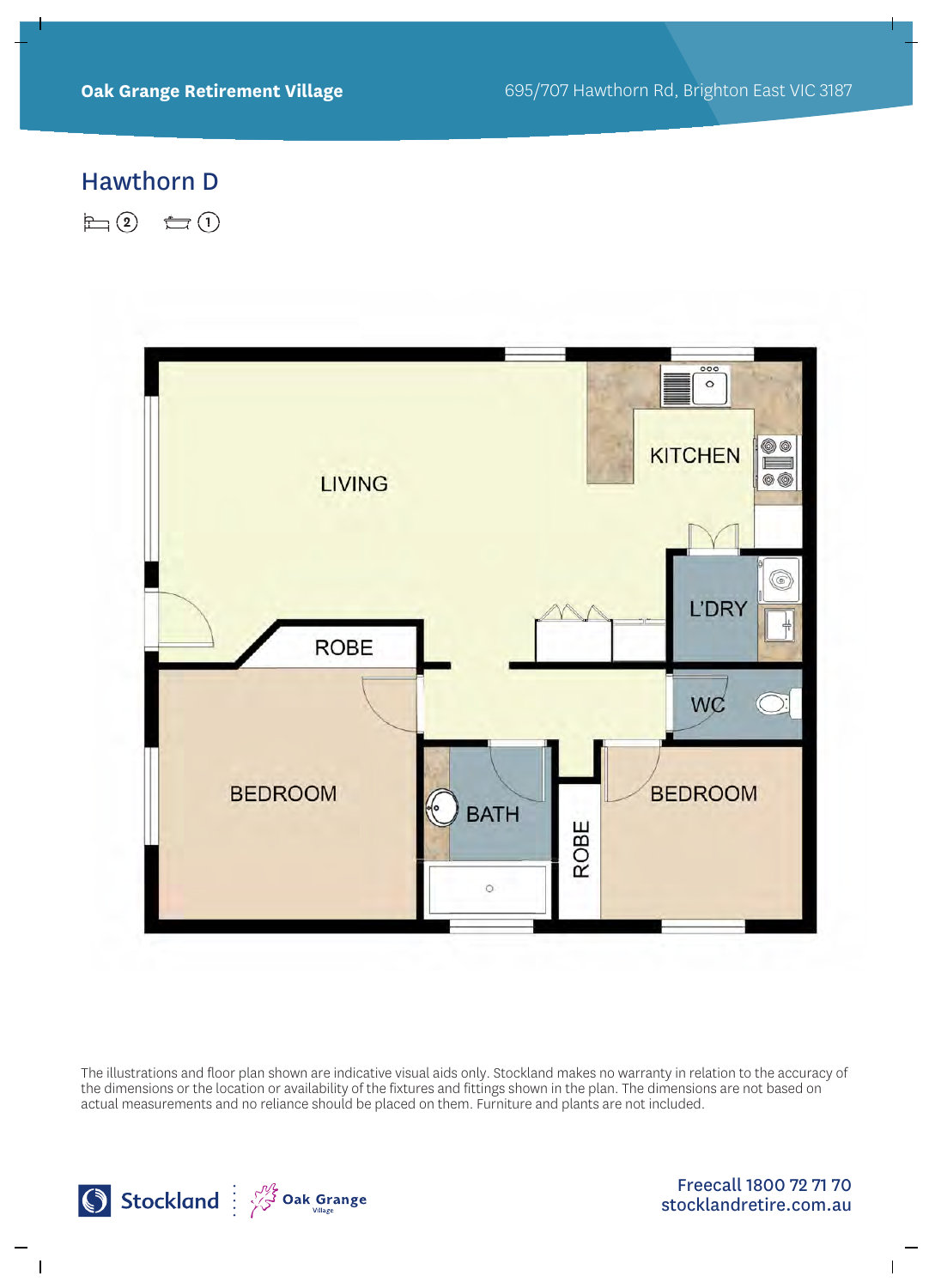**Oak Grange Retirement Village**

695/707 Hawthorn Rd, Brighton East VIC 3187

## Hawthorn D

2 bedrooms, 1 bathroom

LIVING

KITCHEN

L'DRY

WC

ROBE

BEDROOM

BATH

ROBE

BEDROOM

The illustrations and floor plan shown are indicative visual aids only. Stockland makes no warranty in relation to the accuracy of the dimensions or the location or availability of the fixtures and fittings shown in the plan. The dimensions are not based on actual measurements and no reliance should be placed on them. Furniture and plants are not included.

Stockland | Oak Grange Village

Freecall 1800 72 71 70
stocklandretire.com.au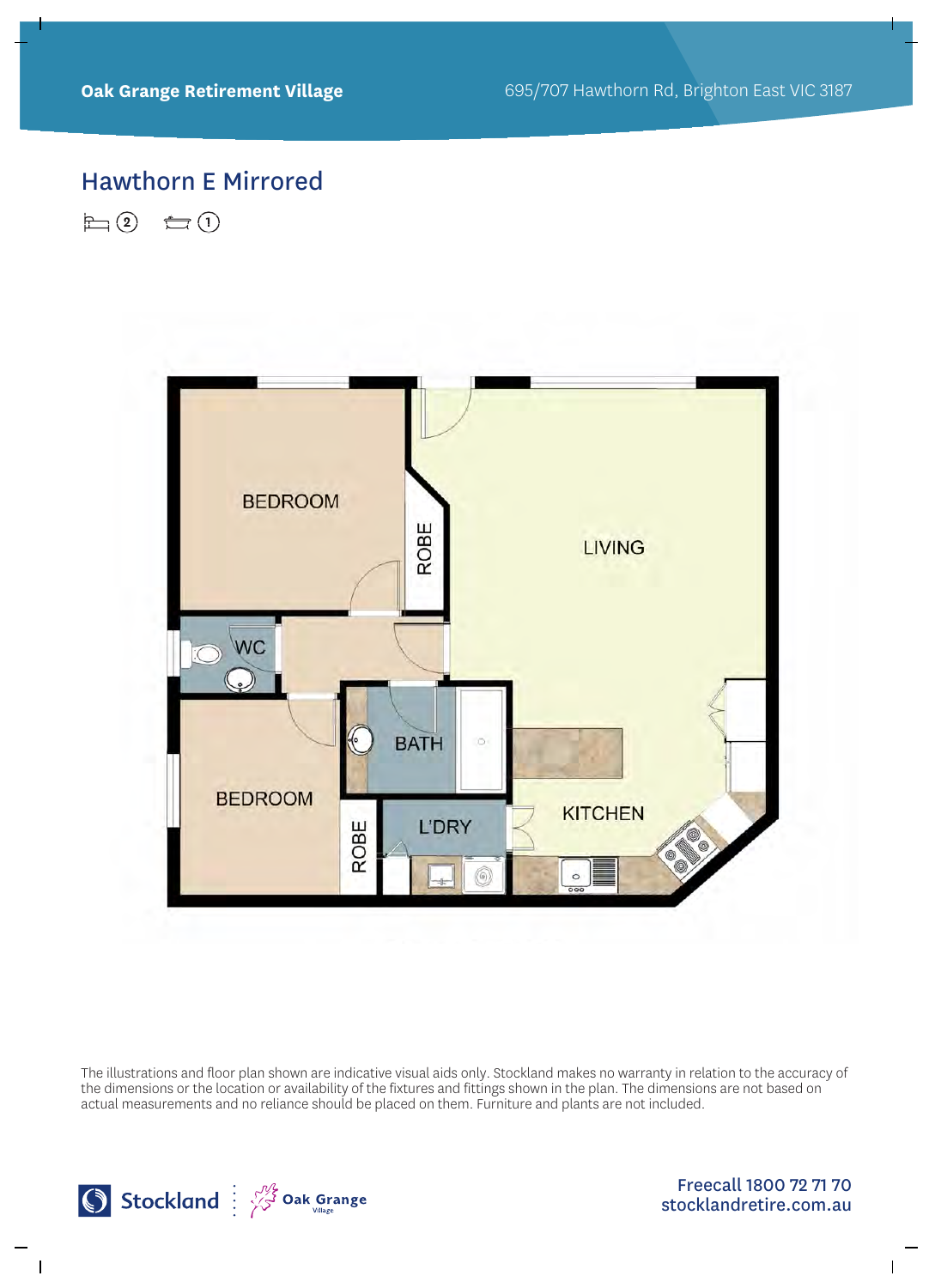Oak Grange Retirement Village

695/707 Hawthorn Rd, Brighton East VIC 3187

# Hawthorn E Mirrored

2 1

BEDROOM

ROBE

LIVING

WC

BATH

BEDROOM

L'DRY

KITCHEN

ROBE

The illustrations and floor plan shown are indicative visual aids only. Stockland makes no warranty in relation to the accuracy of the dimensions or the location or availability of the fixtures and fittings shown in the plan. The dimensions are not based on actual measurements and no reliance should be placed on them. Furniture and plants are not included.

Stockland | Oak Grange Village

Freecall 1800 72 71 70
stocklandretire.com.au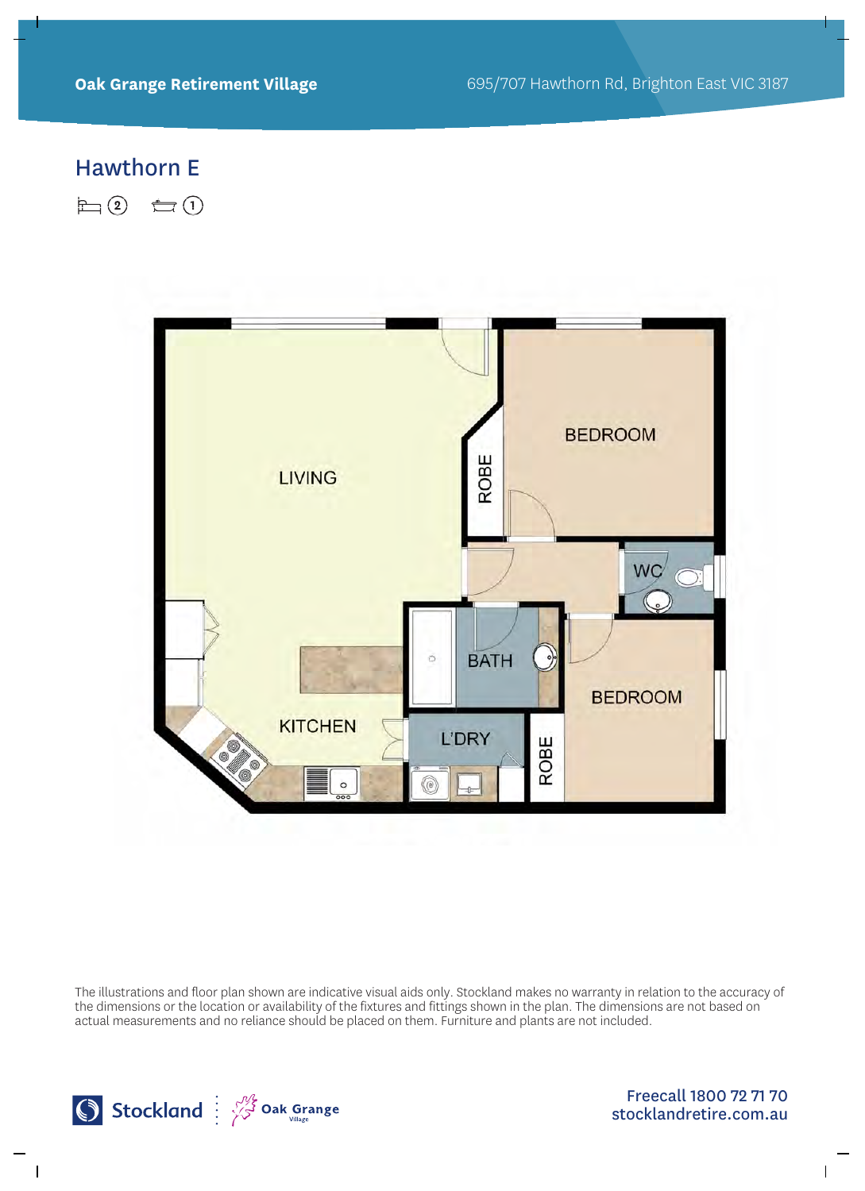Oak Grange Retirement Village

695/707 Hawthorn Rd, Brighton East VIC 3187

## Hawthorn E

2 bedrooms, 1 bathroom

LIVING

ROBE

BEDROOM

WC

BATH

BEDROOM

KITCHEN

L'DRY

ROBE

The illustrations and floor plan shown are indicative visual aids only. Stockland makes no warranty in relation to the accuracy of the dimensions or the location or availability of the fixtures and fittings shown in the plan. The dimensions are not based on actual measurements and no reliance should be placed on them. Furniture and plants are not included.

Stockland | Oak Grange Village

Freecall 1800 72 71 70
stocklandretire.com.au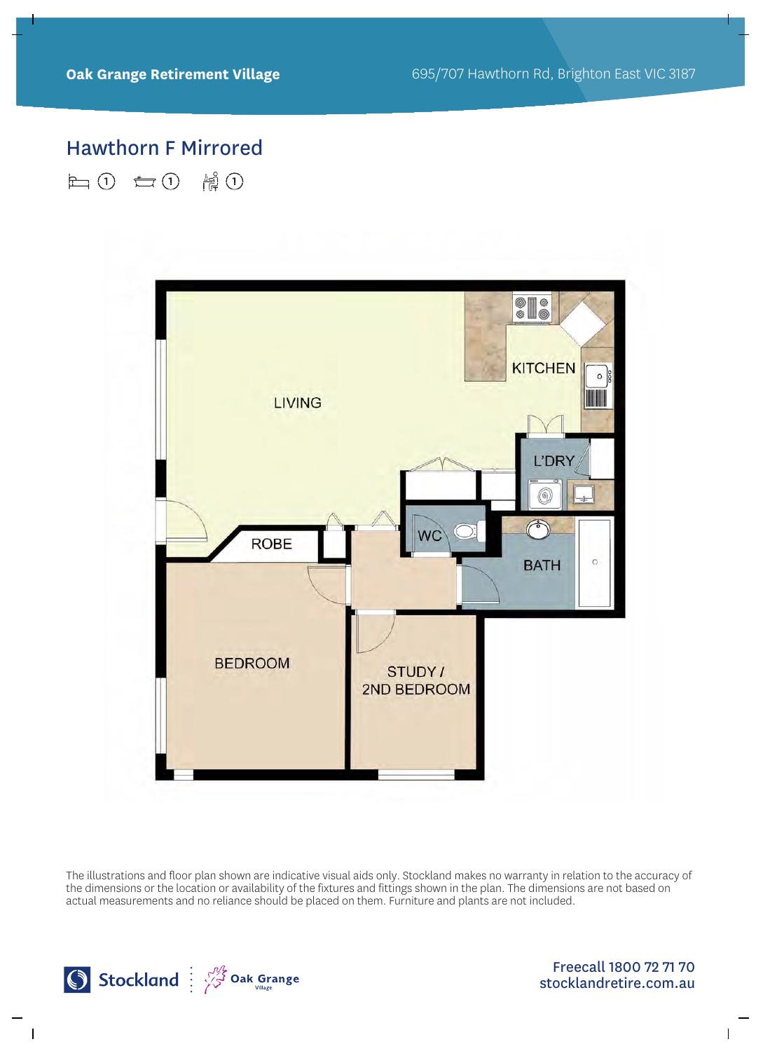**Oak Grange Retirement Village**

695/707 Hawthorn Rd, Brighton East VIC 3187

## Hawthorn F Mirrored

Bed 1 · Bath 1 · Study 1

LIVING

KITCHEN

L'DRY

WC

BATH

ROBE

BEDROOM

STUDY / 2ND BEDROOM

The illustrations and floor plan shown are indicative visual aids only. Stockland makes no warranty in relation to the accuracy of the dimensions or the location or availability of the fixtures and fittings shown in the plan. The dimensions are not based on actual measurements and no reliance should be placed on them. Furniture and plants are not included.

Stockland | Oak Grange Village

Freecall 1800 72 71 70
stocklandretire.com.au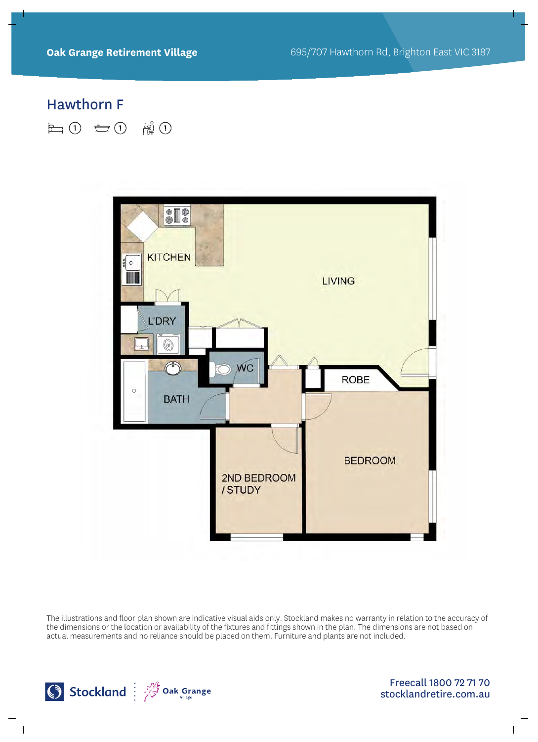**Oak Grange Retirement Village**

695/707 Hawthorn Rd, Brighton East VIC 3187

# Hawthorn F

1 1 1

KITCHEN

LIVING

L'DRY

WC

ROBE

BATH

BEDROOM

2ND BEDROOM / STUDY

The illustrations and floor plan shown are indicative visual aids only. Stockland makes no warranty in relation to the accuracy of the dimensions or the location or availability of the fixtures and fittings shown in the plan. The dimensions are not based on actual measurements and no reliance should be placed on them. Furniture and plants are not included.

Stockland | Oak Grange Village

Freecall 1800 72 71 70
stocklandretire.com.au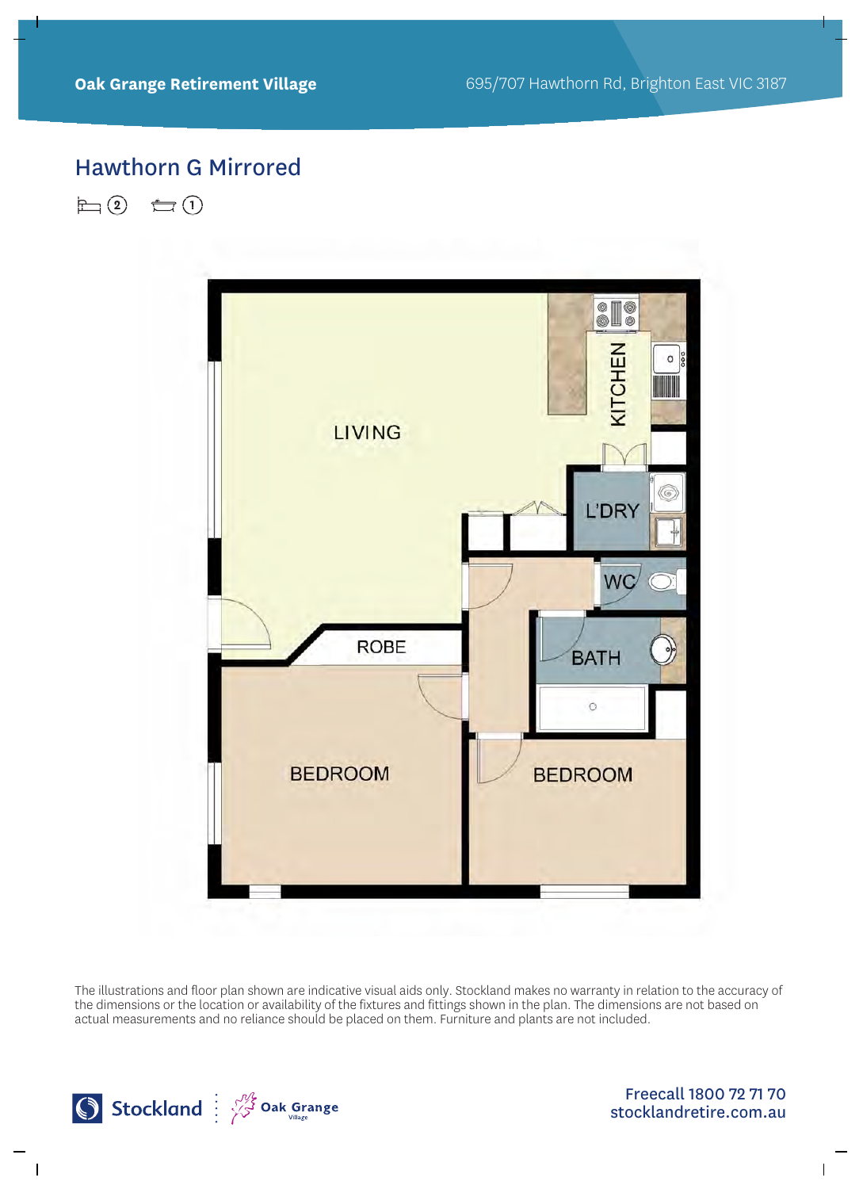**Oak Grange Retirement Village**

695/707 Hawthorn Rd, Brighton East VIC 3187

## Hawthorn G Mirrored

2 bedrooms, 1 bathroom

LIVING

KITCHEN

L'DRY

WC

BATH

ROBE

BEDROOM

BEDROOM

The illustrations and floor plan shown are indicative visual aids only. Stockland makes no warranty in relation to the accuracy of the dimensions or the location or availability of the fixtures and fittings shown in the plan. The dimensions are not based on actual measurements and no reliance should be placed on them. Furniture and plants are not included.

Stockland | Oak Grange Village

Freecall 1800 72 71 70
stocklandretire.com.au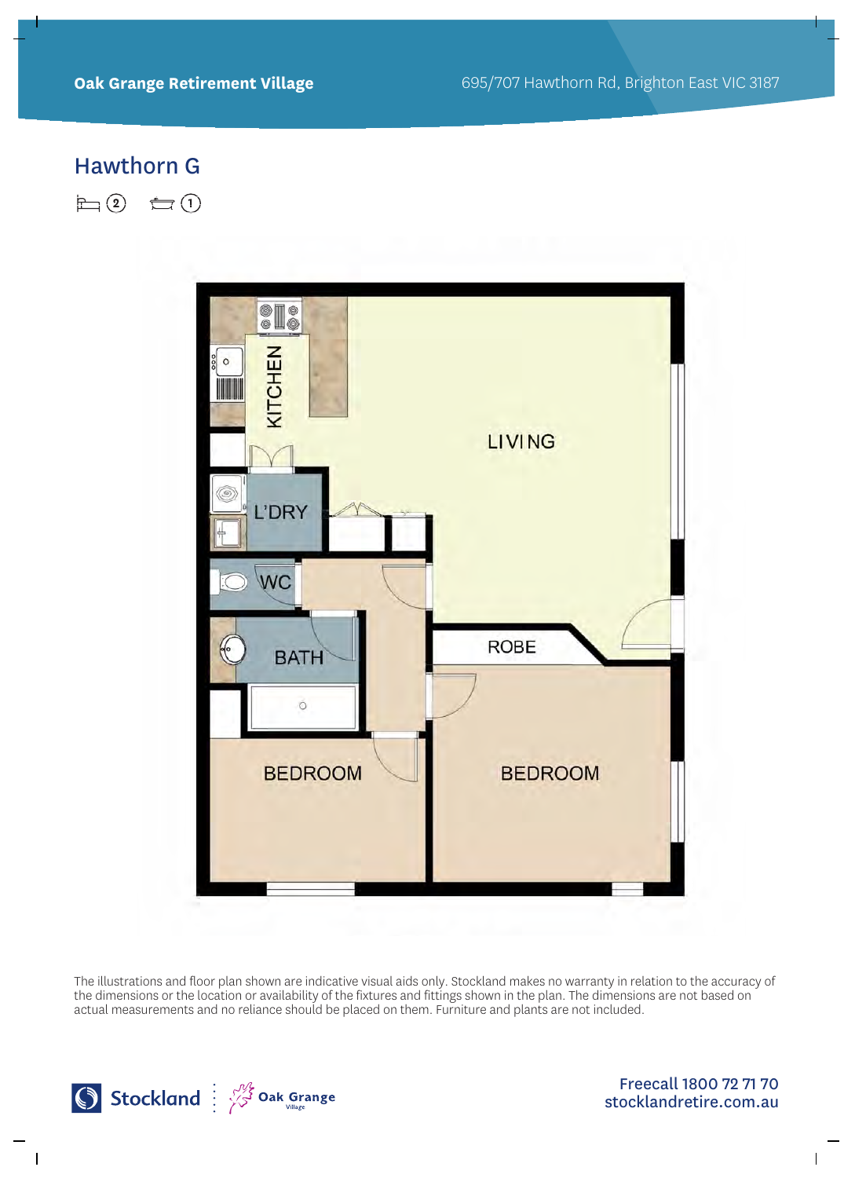**Oak Grange Retirement Village** 695/707 Hawthorn Rd, Brighton East VIC 3187

## Hawthorn G

Bedrooms: 2 Bathrooms: 1

KITCHEN

LIVING

L'DRY

WC

BATH

ROBE

BEDROOM

BEDROOM

The illustrations and floor plan shown are indicative visual aids only. Stockland makes no warranty in relation to the accuracy of the dimensions or the location or availability of the fixtures and fittings shown in the plan. The dimensions are not based on actual measurements and no reliance should be placed on them. Furniture and plants are not included.

Stockland | Oak Grange Village

Freecall 1800 72 71 70
stocklandretire.com.au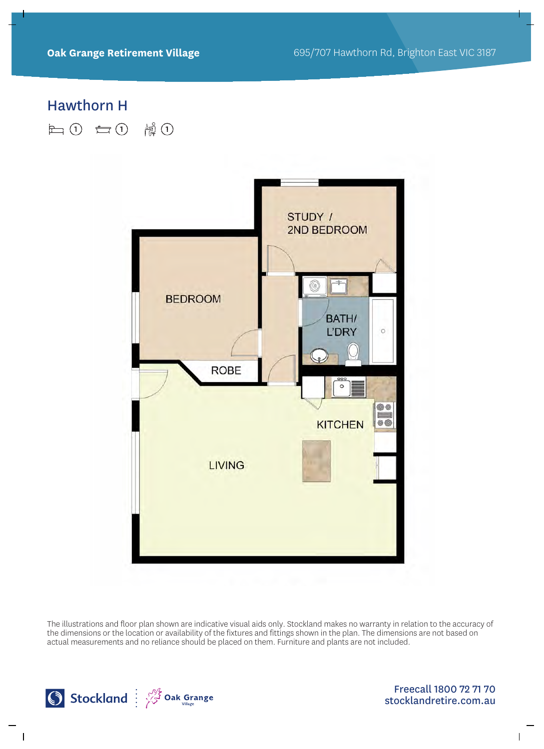**Oak Grange Retirement Village**

695/707 Hawthorn Rd, Brighton East VIC 3187

## Hawthorn H

1 1 1

STUDY / 2ND BEDROOM

BEDROOM

BATH/ L'DRY

ROBE

KITCHEN

LIVING

The illustrations and floor plan shown are indicative visual aids only. Stockland makes no warranty in relation to the accuracy of the dimensions or the location or availability of the fixtures and fittings shown in the plan. The dimensions are not based on actual measurements and no reliance should be placed on them. Furniture and plants are not included.

Stockland | Oak Grange Village

Freecall 1800 72 71 70
stocklandretire.com.au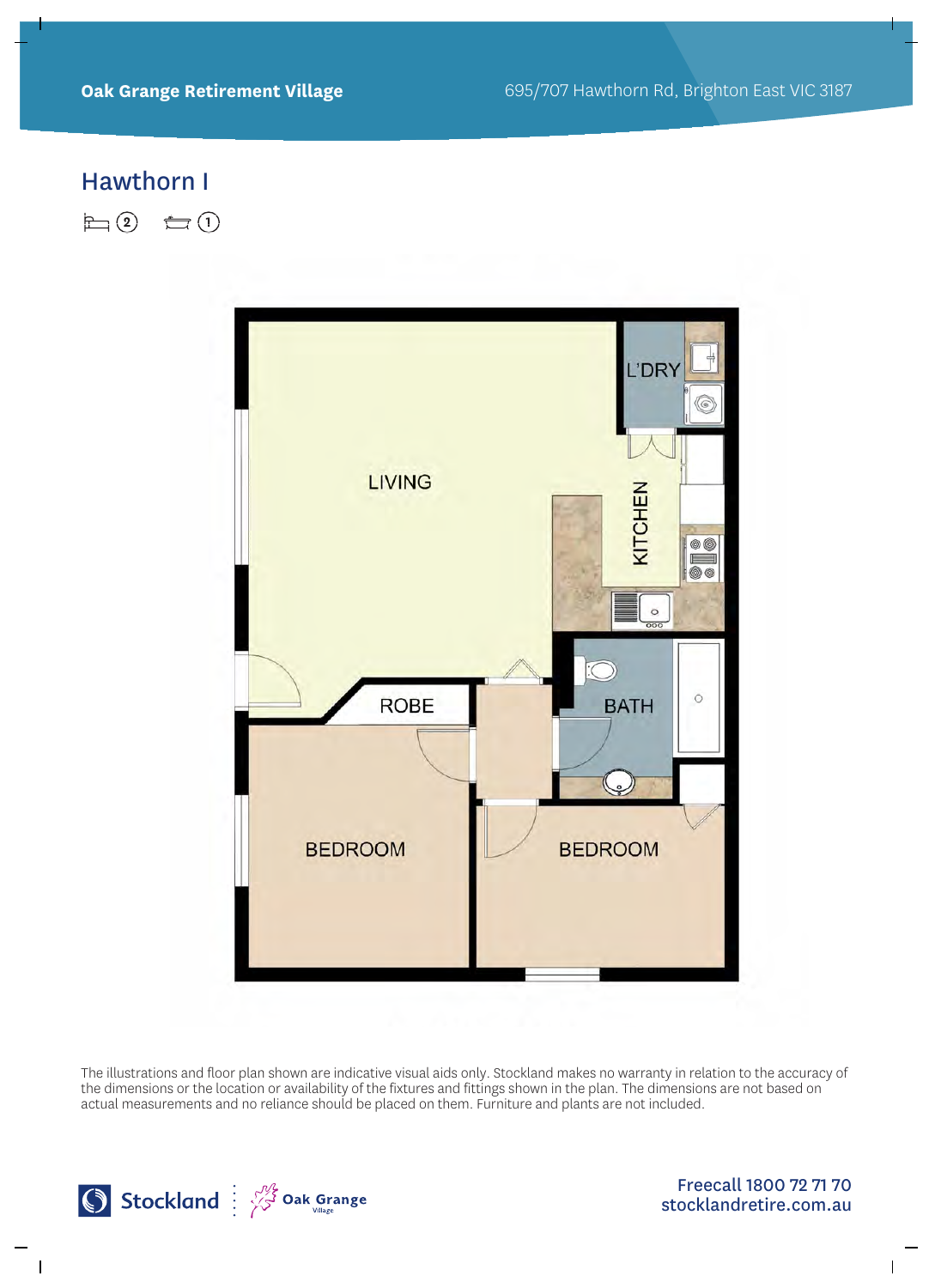Oak Grange Retirement Village

695/707 Hawthorn Rd, Brighton East VIC 3187

## Hawthorn I

2 1

LIVING

L'DRY

KITCHEN

ROBE

BATH

BEDROOM

BEDROOM

The illustrations and floor plan shown are indicative visual aids only. Stockland makes no warranty in relation to the accuracy of the dimensions or the location or availability of the fixtures and fittings shown in the plan. The dimensions are not based on actual measurements and no reliance should be placed on them. Furniture and plants are not included.

Stockland | Oak Grange Village

Freecall 1800 72 71 70
stocklandretire.com.au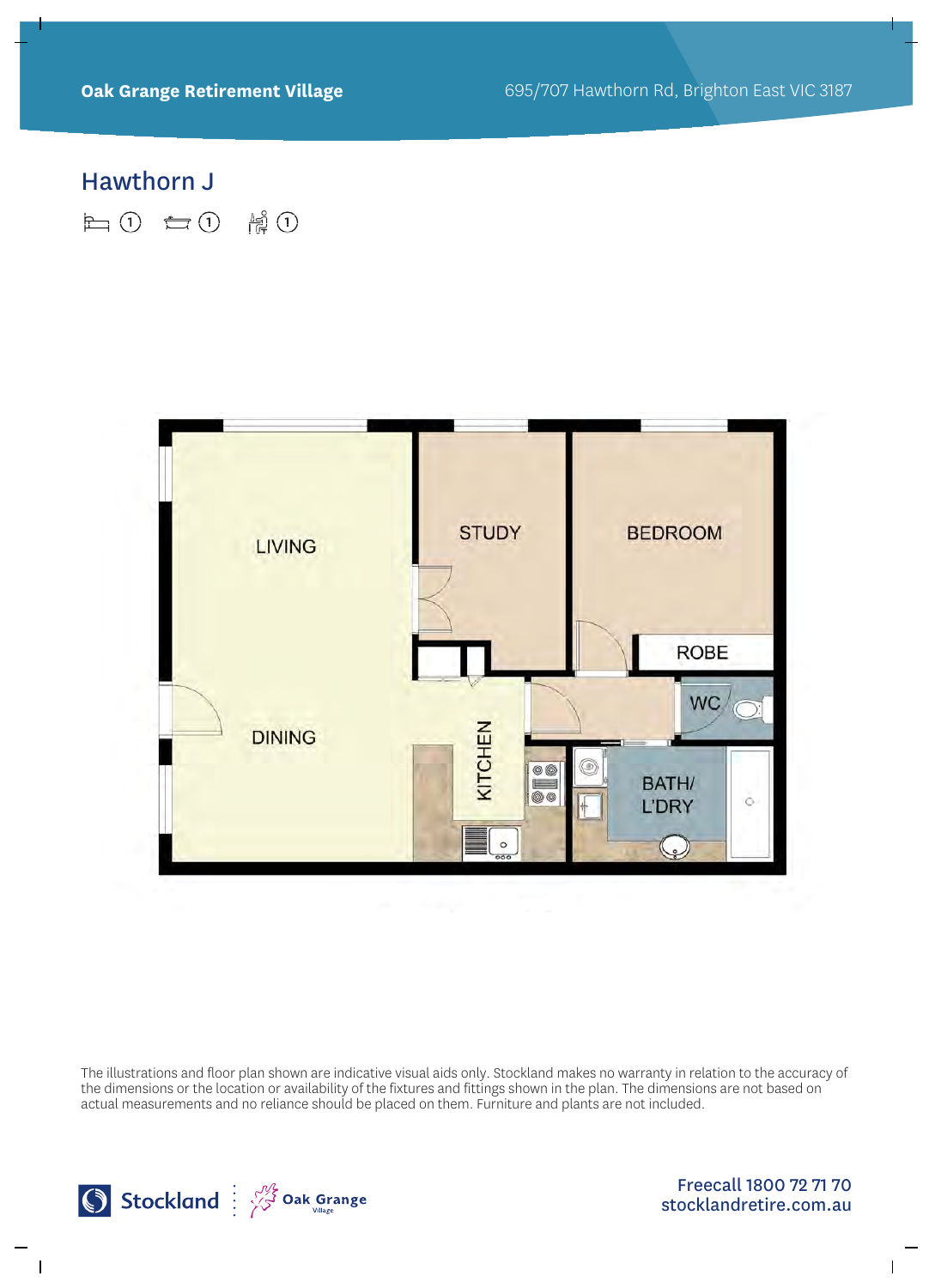Oak Grange Retirement Village

695/707 Hawthorn Rd, Brighton East VIC 3187

## Hawthorn J

1 1 1

LIVING

STUDY

BEDROOM

ROBE

WC

DINING

KITCHEN

BATH/ L'DRY

The illustrations and floor plan shown are indicative visual aids only. Stockland makes no warranty in relation to the accuracy of the dimensions or the location or availability of the fixtures and fittings shown in the plan. The dimensions are not based on actual measurements and no reliance should be placed on them. Furniture and plants are not included.

Stockland | Oak Grange Village

Freecall 1800 72 71 70
stocklandretire.com.au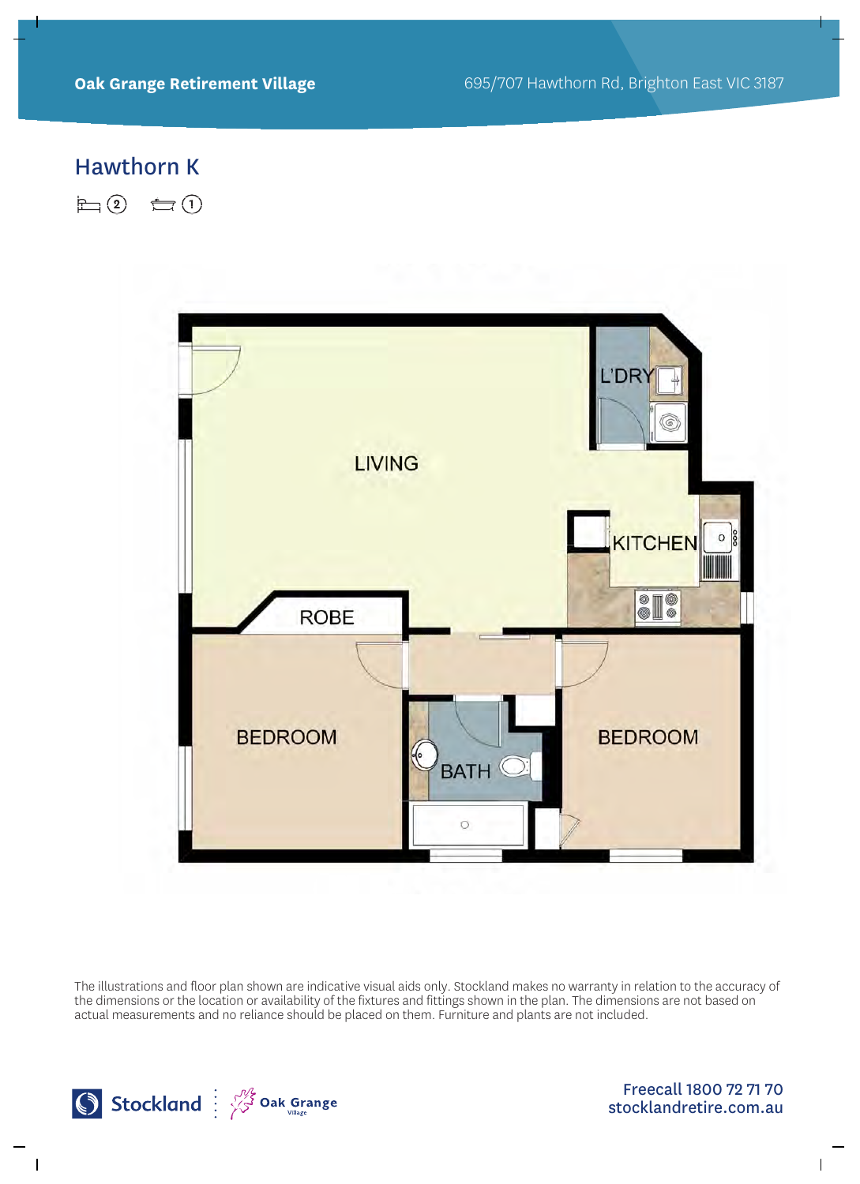**Oak Grange Retirement Village**

695/707 Hawthorn Rd, Brighton East VIC 3187

## Hawthorn K

2 bedrooms, 1 bathroom

LIVING

L'DRY

KITCHEN

ROBE

BEDROOM

BATH

BEDROOM

The illustrations and floor plan shown are indicative visual aids only. Stockland makes no warranty in relation to the accuracy of the dimensions or the location or availability of the fixtures and fittings shown in the plan. The dimensions are not based on actual measurements and no reliance should be placed on them. Furniture and plants are not included.

Stockland | Oak Grange Village

Freecall 1800 72 71 70
stocklandretire.com.au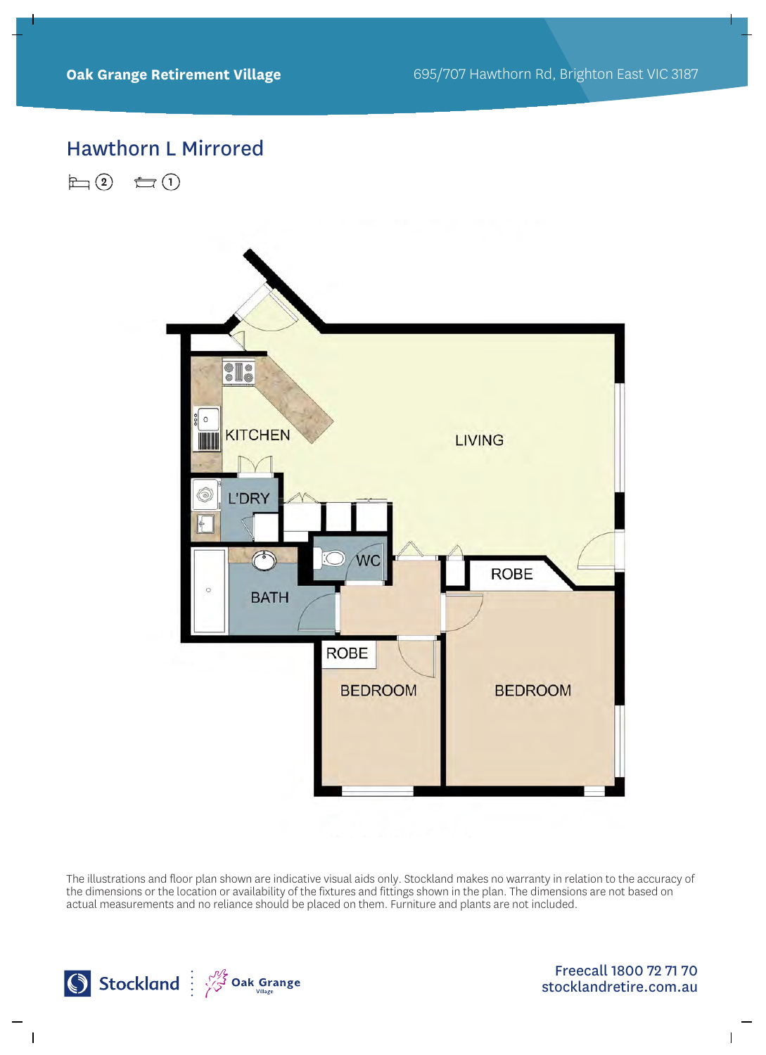**Oak Grange Retirement Village**

695/707 Hawthorn Rd, Brighton East VIC 3187

## Hawthorn L Mirrored

2 bedrooms, 1 bathroom

KITCHEN

LIVING

L'DRY

WC

ROBE

BATH

ROBE

BEDROOM

BEDROOM

The illustrations and floor plan shown are indicative visual aids only. Stockland makes no warranty in relation to the accuracy of the dimensions or the location or availability of the fixtures and fittings shown in the plan. The dimensions are not based on actual measurements and no reliance should be placed on them. Furniture and plants are not included.

Stockland | Oak Grange Village

Freecall 1800 72 71 70
stocklandretire.com.au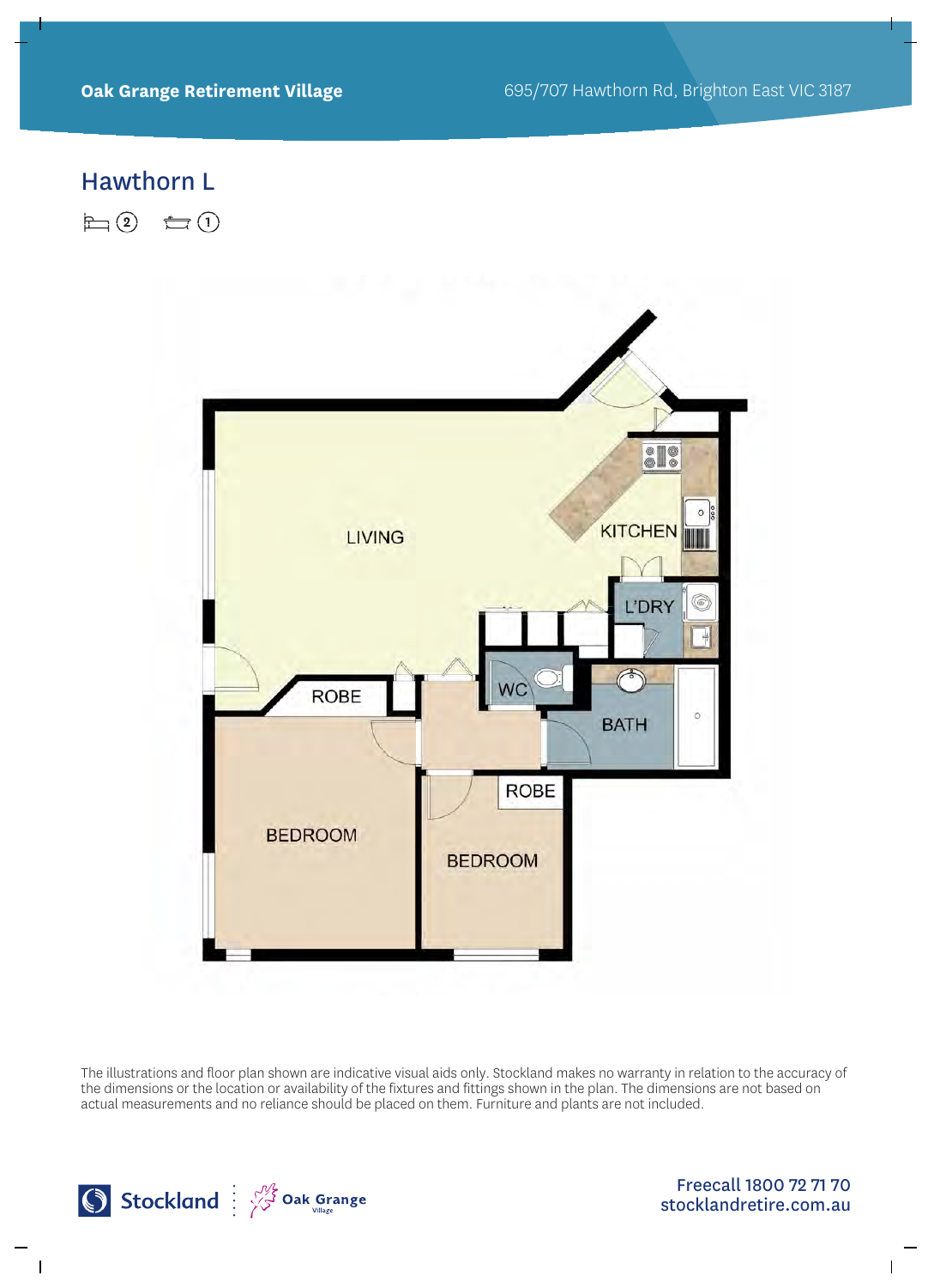**Oak Grange Retirement Village**

695/707 Hawthorn Rd, Brighton East VIC 3187

# Hawthorn L

2 bedrooms, 1 bathroom

LIVING

KITCHEN

L'DRY

ROBE

WC

BATH

BEDROOM

ROBE

BEDROOM

The illustrations and floor plan shown are indicative visual aids only. Stockland makes no warranty in relation to the accuracy of the dimensions or the location or availability of the fixtures and fittings shown in the plan. The dimensions are not based on actual measurements and no reliance should be placed on them. Furniture and plants are not included.

Stockland | Oak Grange Village

Freecall 1800 72 71 70
stocklandretire.com.au